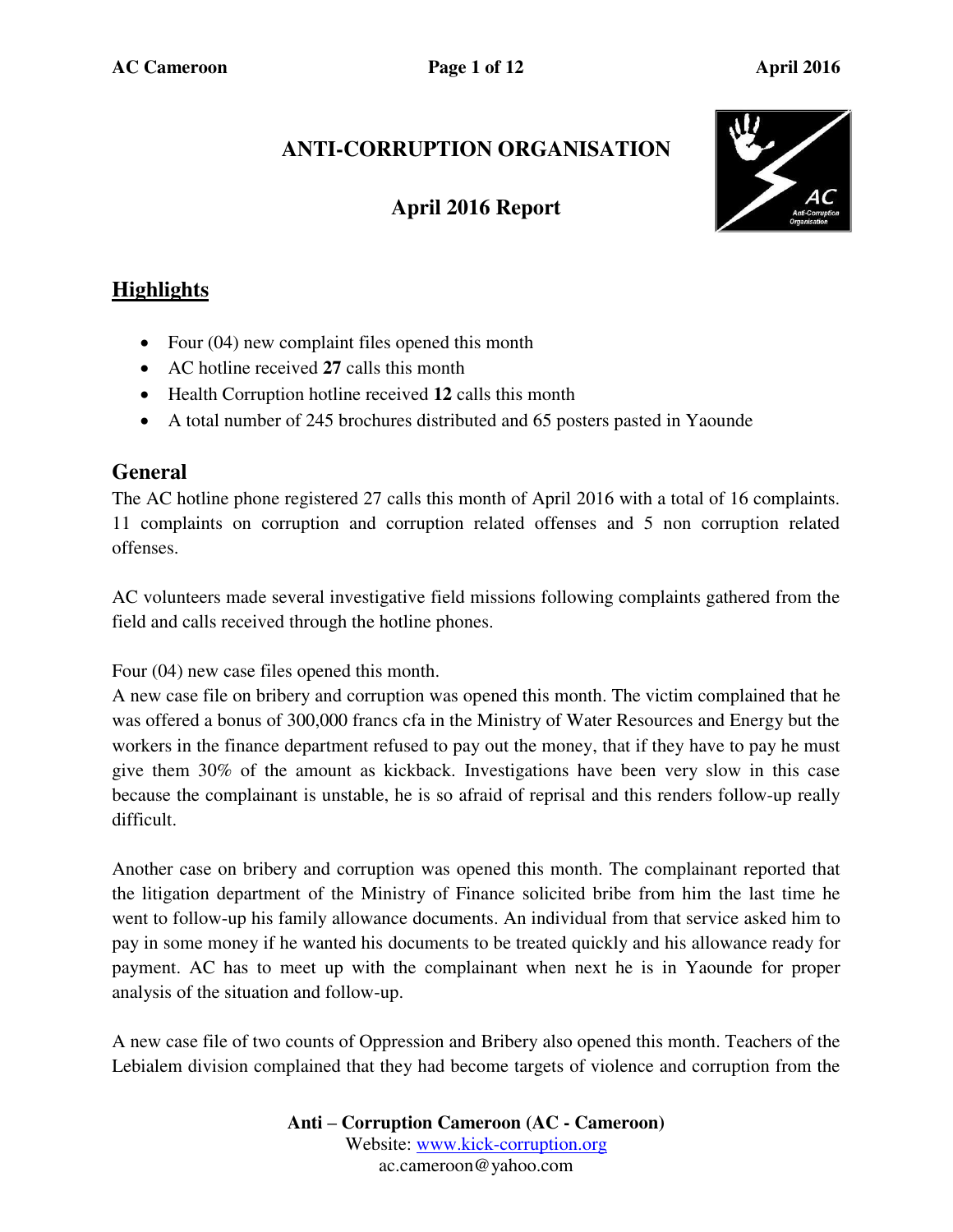# ANTI-CORRUPTION ORGANISATION

## April 2016 Report

## Highlights

- Four (04) new complaint files opened this month
- AC hotline received **27** calls this month
- Health Corruption hotline received **12** calls this month
- A total number of 245 brochures distributed and 65 posters pasted in Yaounde

## General

The AC hotline phone registered 27 calls this month of April 2016 with a total of 16 complaints. 11 complaints on corruption and corruption related offenses and 5 non corruption related offenses.

AC volunteers made several investigative field missions following complaints gathered from the field and calls received through the hotline phones.

Four (04) new case files opened this month.

A new case file on bribery and corruption was opened this month. The victim complained that he was offered a bonus of 300,000 francs cfa in the Ministry of Water Resources and Energy but the workers in the finance department refused to pay out the money, that if they have to pay he must give them 30% of the amount as kickback. Investigations have been very slow in this case because the complainant is unstable, he is so afraid of reprisal and this renders follow-up really difficult.

Another case on bribery and corruption was opened this month. The complainant reported that the litigation department of the Ministry of Finance solicited bribe from him the last time he went to follow-up his family allowance documents. An individual from that service asked him to pay in some money if he wanted his documents to be treated quickly and his allowance ready for payment. AC has to meet up with the complainant when next he is in Yaounde for proper analysis of the situation and follow-up.

A new case file of two counts of Oppression and Bribery also opened this month. Teachers of the Lebialem division complained that they had become targets of violence and corruption from the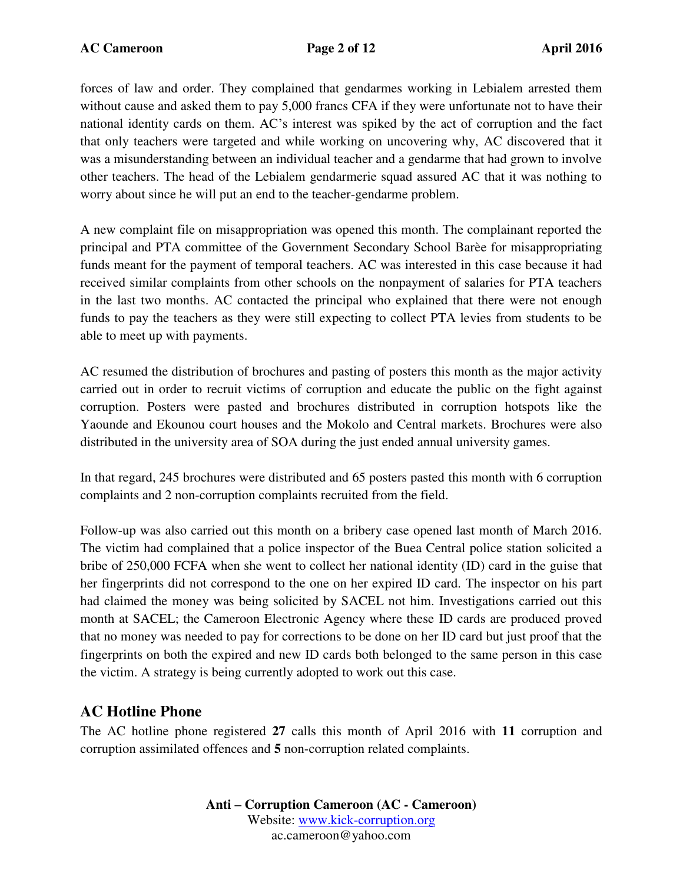forces of law and order. They complained that gendarmes working in Lebialem arrested them without cause and asked them to pay 5,000 francs CFA if they were unfortunate not to have their national identity cards on them. AC's interest was spiked by the act of corruption and the fact that only teachers were targeted and while working on uncovering why, AC discovered that it was a misunderstanding between an individual teacher and a gendarme that had grown to involve other teachers. The head of the Lebialem gendarmerie squad assured AC that it was nothing to worry about since he will put an end to the teacher-gendarme problem.

A new complaint file on misappropriation was opened this month. The complainant reported the principal and PTA committee of the Government Secondary School Barèe for misappropriating funds meant for the payment of temporal teachers. AC was interested in this case because it had received similar complaints from other schools on the nonpayment of salaries for PTA teachers in the last two months. AC contacted the principal who explained that there were not enough funds to pay the teachers as they were still expecting to collect PTA levies from students to be able to meet up with payments.

AC resumed the distribution of brochures and pasting of posters this month as the major activity carried out in order to recruit victims of corruption and educate the public on the fight against corruption. Posters were pasted and brochures distributed in corruption hotspots like the Yaounde and Ekounou court houses and the Mokolo and Central markets. Brochures were also distributed in the university area of SOA during the just ended annual university games.

In that regard, 245 brochures were distributed and 65 posters pasted this month with 6 corruption complaints and 2 non-corruption complaints recruited from the field.

Follow-up was also carried out this month on a bribery case opened last month of March 2016. The victim had complained that a police inspector of the Buea Central police station solicited a bribe of 250,000 FCFA when she went to collect her national identity (ID) card in the guise that her fingerprints did not correspond to the one on her expired ID card. The inspector on his part had claimed the money was being solicited by SACEL not him. Investigations carried out this month at SACEL; the Cameroon Electronic Agency where these ID cards are produced proved that no money was needed to pay for corrections to be done on her ID card but just proof that the fingerprints on both the expired and new ID cards both belonged to the same person in this case the victim. A strategy is being currently adopted to work out this case.

## AC Hotline Phone

The AC hotline phone registered **27** calls this month of April 2016 with **11** corruption and corruption assimilated offences and **5** non-corruption related complaints.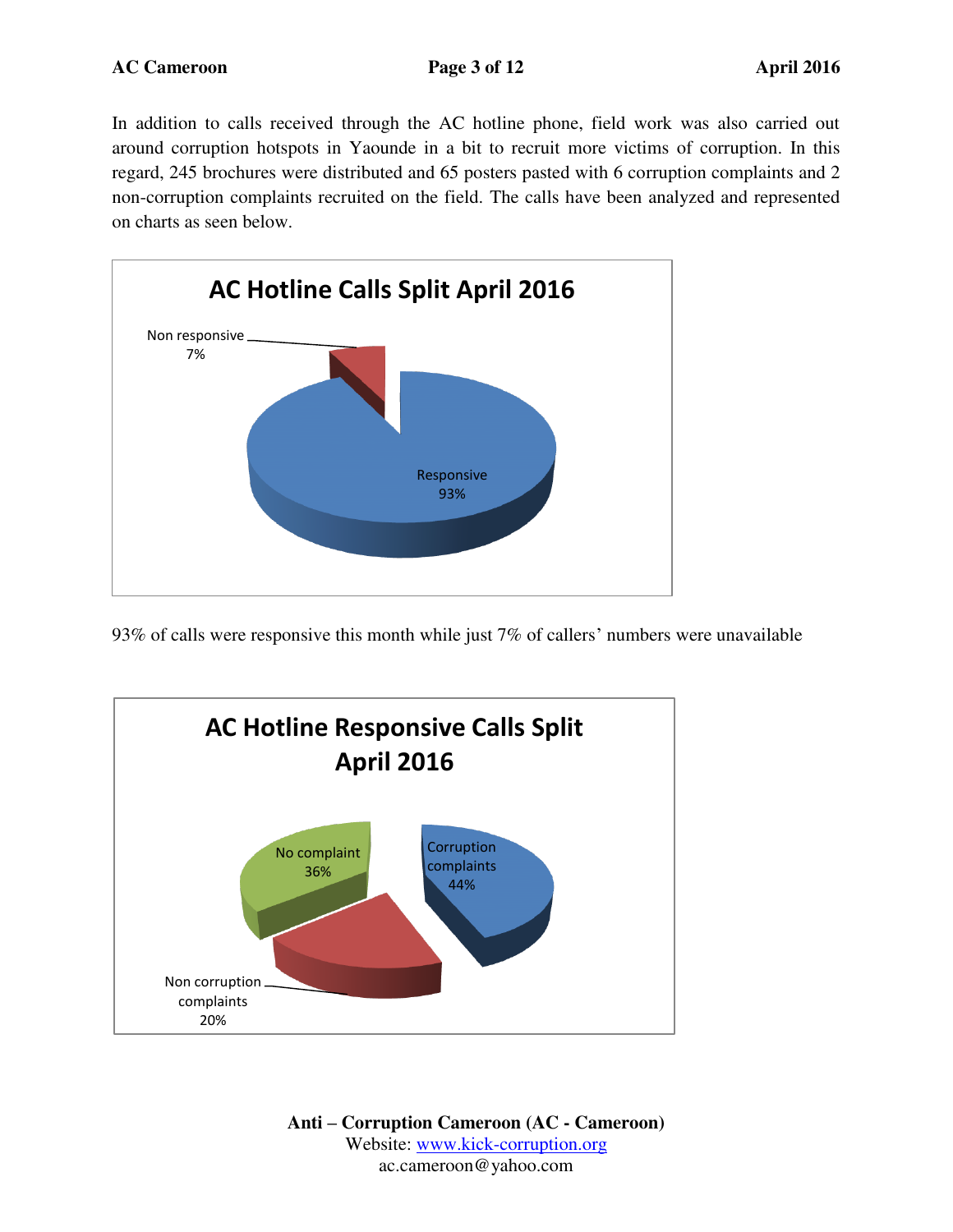In addition to calls received through the AC hotline phone, field work was also carried out around corruption hotspots in Yaounde in a bit to recruit more victims of corruption. In this regard, 245 brochures were distributed and 65 posters pasted with 6 corruption complaints and 2 non-corruption complaints recruited on the field. The calls have been analyzed and represented on charts as seen below.

**AC Hotline Calls Split April 2016**

| Category | Share |
| --- | --- |
| Responsive | 93% |
| Non responsive | 7% |

93% of calls were responsive this month while just 7% of callers' numbers were unavailable

**AC Hotline Responsive Calls Split April 2016**

| Category | Share |
| --- | --- |
| Corruption complaints | 44% |
| Non corruption complaints | 20% |
| No complaint | 36% |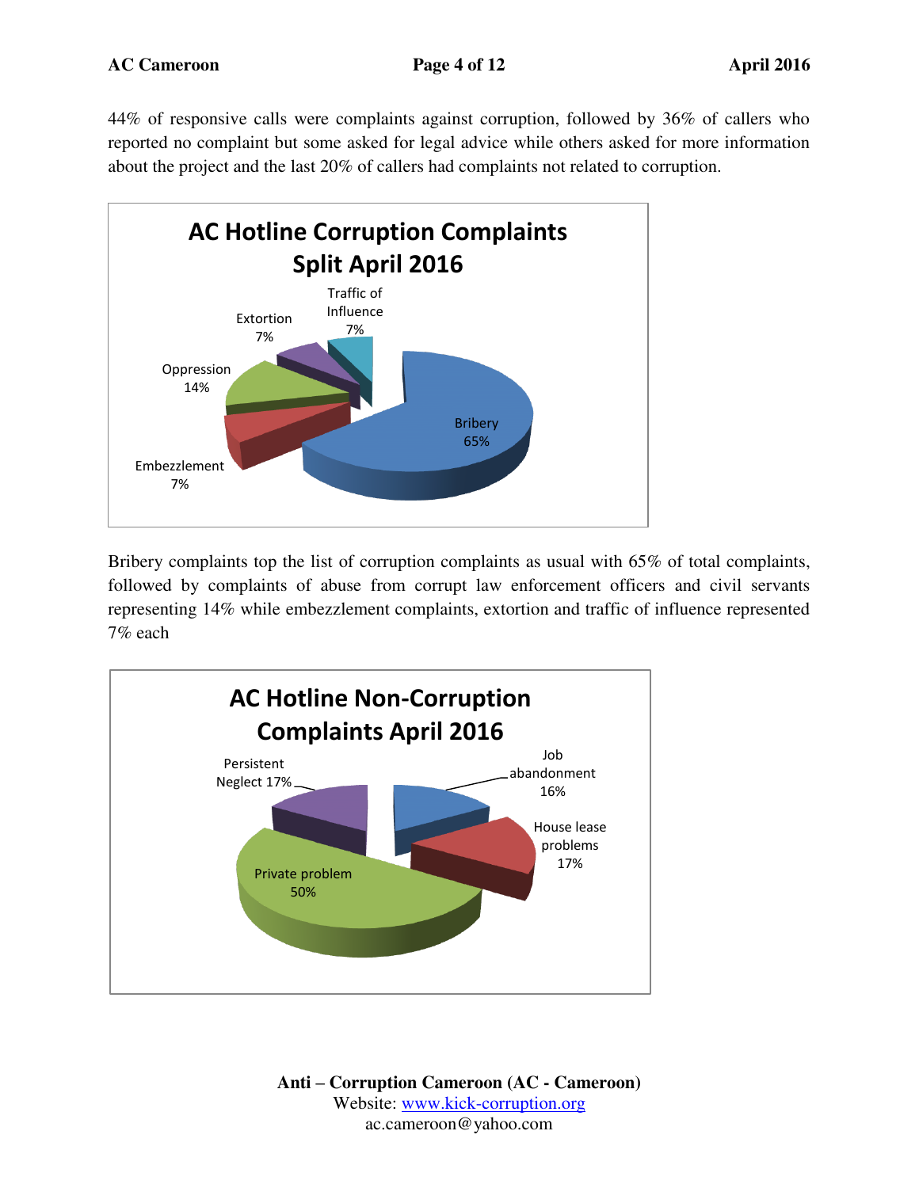44% of responsive calls were complaints against corruption, followed by 36% of callers who reported no complaint but some asked for legal advice while others asked for more information about the project and the last 20% of callers had complaints not related to corruption.

**AC Hotline Corruption Complaints Split April 2016**

| Category | Percentage |
|---|---|
| Bribery | 65% |
| Oppression | 14% |
| Embezzlement | 7% |
| Extortion | 7% |
| Traffic of Influence | 7% |

Bribery complaints top the list of corruption complaints as usual with 65% of total complaints, followed by complaints of abuse from corrupt law enforcement officers and civil servants representing 14% while embezzlement complaints, extortion and traffic of influence represented 7% each

**AC Hotline Non-Corruption Complaints April 2016**

| Category | Percentage |
|---|---|
| Private problem | 50% |
| Persistent Neglect | 17% |
| House lease problems | 17% |
| Job abandonment | 16% |

**Anti – Corruption Cameroon (AC - Cameroon)**
Website: www.kick-corruption.org
ac.cameroon@yahoo.com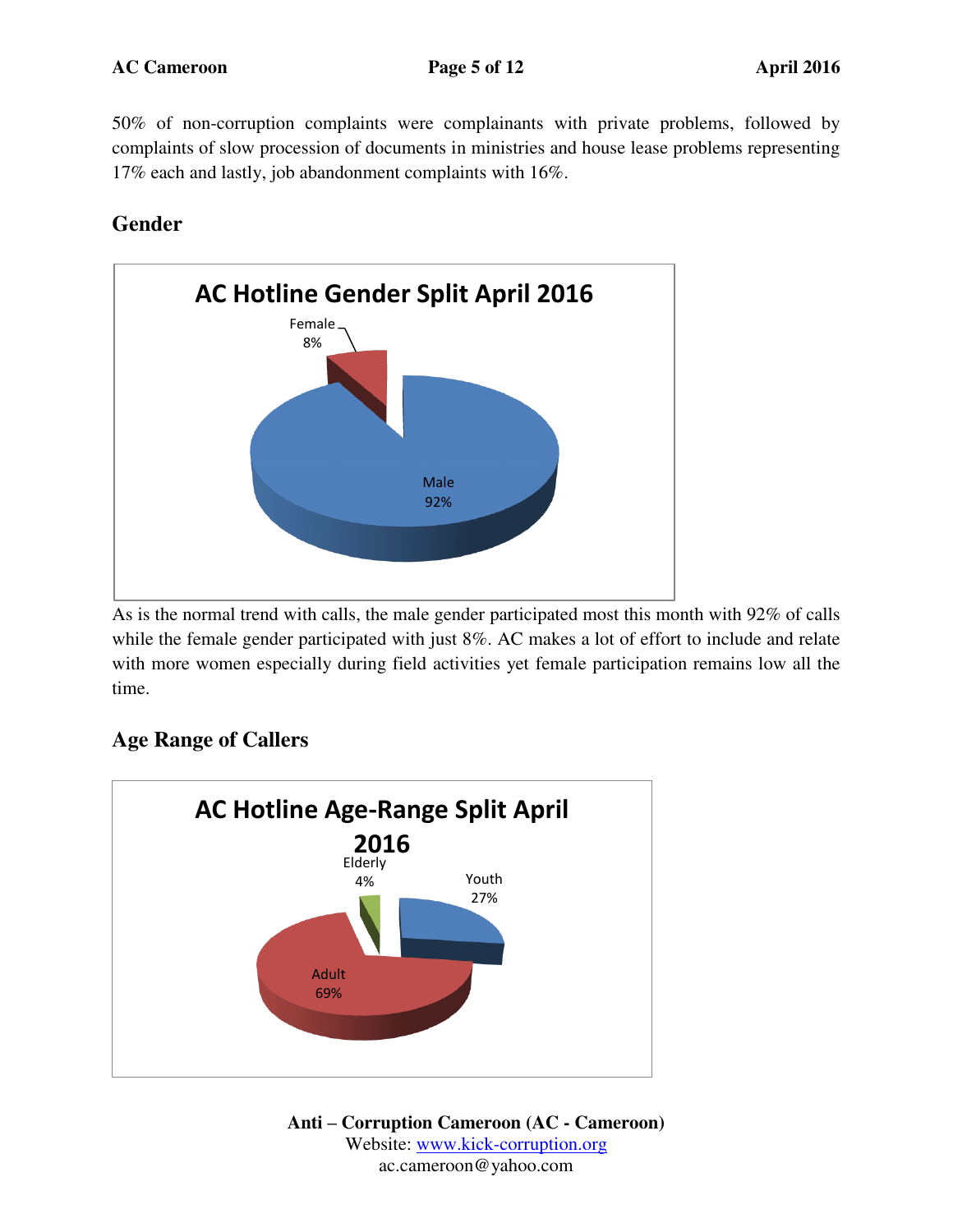50% of non-corruption complaints were complainants with private problems, followed by complaints of slow procession of documents in ministries and house lease problems representing 17% each and lastly, job abandonment complaints with 16%.

## Gender

**AC Hotline Gender Split April 2016**

Female 8%

Male 92%

As is the normal trend with calls, the male gender participated most this month with 92% of calls while the female gender participated with just 8%. AC makes a lot of effort to include and relate with more women especially during field activities yet female participation remains low all the time.

## Age Range of Callers

**AC Hotline Age-Range Split April 2016**

Elderly 4%

Youth 27%

Adult 69%

**Anti – Corruption Cameroon (AC - Cameroon)**
Website: www.kick-corruption.org
ac.cameroon@yahoo.com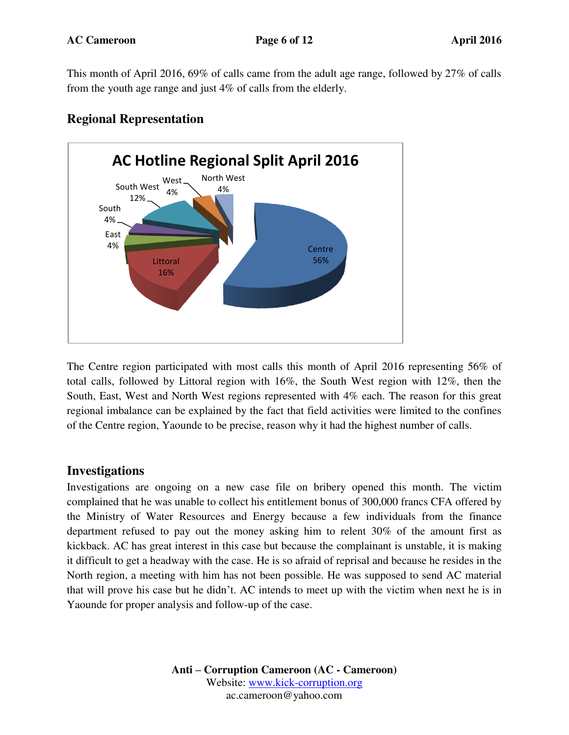This month of April 2016, 69% of calls came from the adult age range, followed by 27% of calls from the youth age range and just 4% of calls from the elderly.

## Regional Representation

**AC Hotline Regional Split April 2016**

- Centre 56%
- Littoral 16%
- South West 12%
- South 4%
- East 4%
- West 4%
- North West 4%

The Centre region participated with most calls this month of April 2016 representing 56% of total calls, followed by Littoral region with 16%, the South West region with 12%, then the South, East, West and North West regions represented with 4% each. The reason for this great regional imbalance can be explained by the fact that field activities were limited to the confines of the Centre region, Yaounde to be precise, reason why it had the highest number of calls.

## Investigations

Investigations are ongoing on a new case file on bribery opened this month. The victim complained that he was unable to collect his entitlement bonus of 300,000 francs CFA offered by the Ministry of Water Resources and Energy because a few individuals from the finance department refused to pay out the money asking him to relent 30% of the amount first as kickback. AC has great interest in this case but because the complainant is unstable, it is making it difficult to get a headway with the case. He is so afraid of reprisal and because he resides in the North region, a meeting with him has not been possible. He was supposed to send AC material that will prove his case but he didn't. AC intends to meet up with the victim when next he is in Yaounde for proper analysis and follow-up of the case.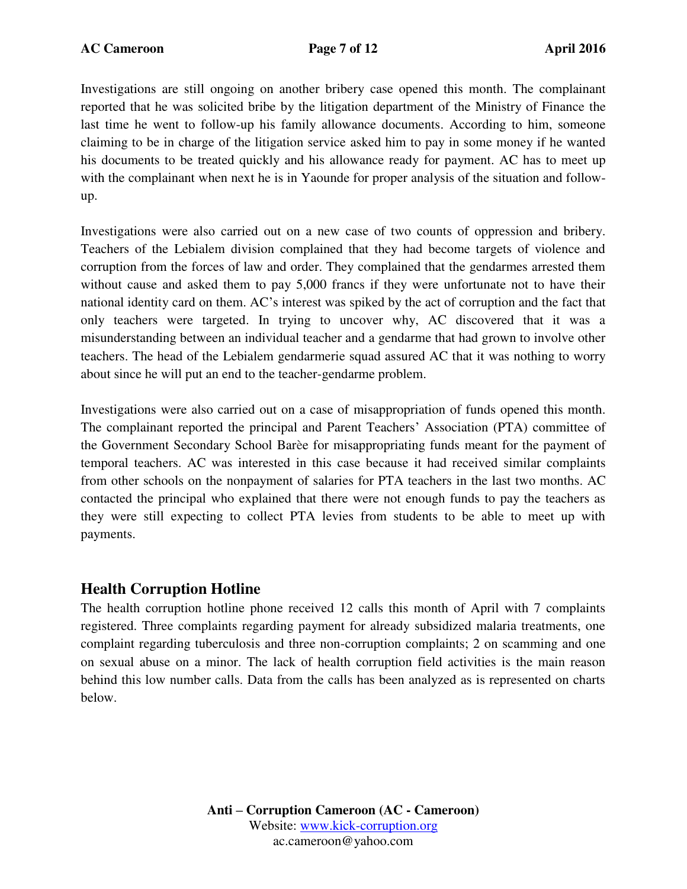Investigations are still ongoing on another bribery case opened this month. The complainant reported that he was solicited bribe by the litigation department of the Ministry of Finance the last time he went to follow-up his family allowance documents. According to him, someone claiming to be in charge of the litigation service asked him to pay in some money if he wanted his documents to be treated quickly and his allowance ready for payment. AC has to meet up with the complainant when next he is in Yaounde for proper analysis of the situation and follow-up.

Investigations were also carried out on a new case of two counts of oppression and bribery. Teachers of the Lebialem division complained that they had become targets of violence and corruption from the forces of law and order. They complained that the gendarmes arrested them without cause and asked them to pay 5,000 francs if they were unfortunate not to have their national identity card on them. AC's interest was spiked by the act of corruption and the fact that only teachers were targeted. In trying to uncover why, AC discovered that it was a misunderstanding between an individual teacher and a gendarme that had grown to involve other teachers. The head of the Lebialem gendarmerie squad assured AC that it was nothing to worry about since he will put an end to the teacher-gendarme problem.

Investigations were also carried out on a case of misappropriation of funds opened this month. The complainant reported the principal and Parent Teachers' Association (PTA) committee of the Government Secondary School Barèe for misappropriating funds meant for the payment of temporal teachers. AC was interested in this case because it had received similar complaints from other schools on the nonpayment of salaries for PTA teachers in the last two months. AC contacted the principal who explained that there were not enough funds to pay the teachers as they were still expecting to collect PTA levies from students to be able to meet up with payments.

## Health Corruption Hotline

The health corruption hotline phone received 12 calls this month of April with 7 complaints registered. Three complaints regarding payment for already subsidized malaria treatments, one complaint regarding tuberculosis and three non-corruption complaints; 2 on scamming and one on sexual abuse on a minor. The lack of health corruption field activities is the main reason behind this low number calls. Data from the calls has been analyzed as is represented on charts below.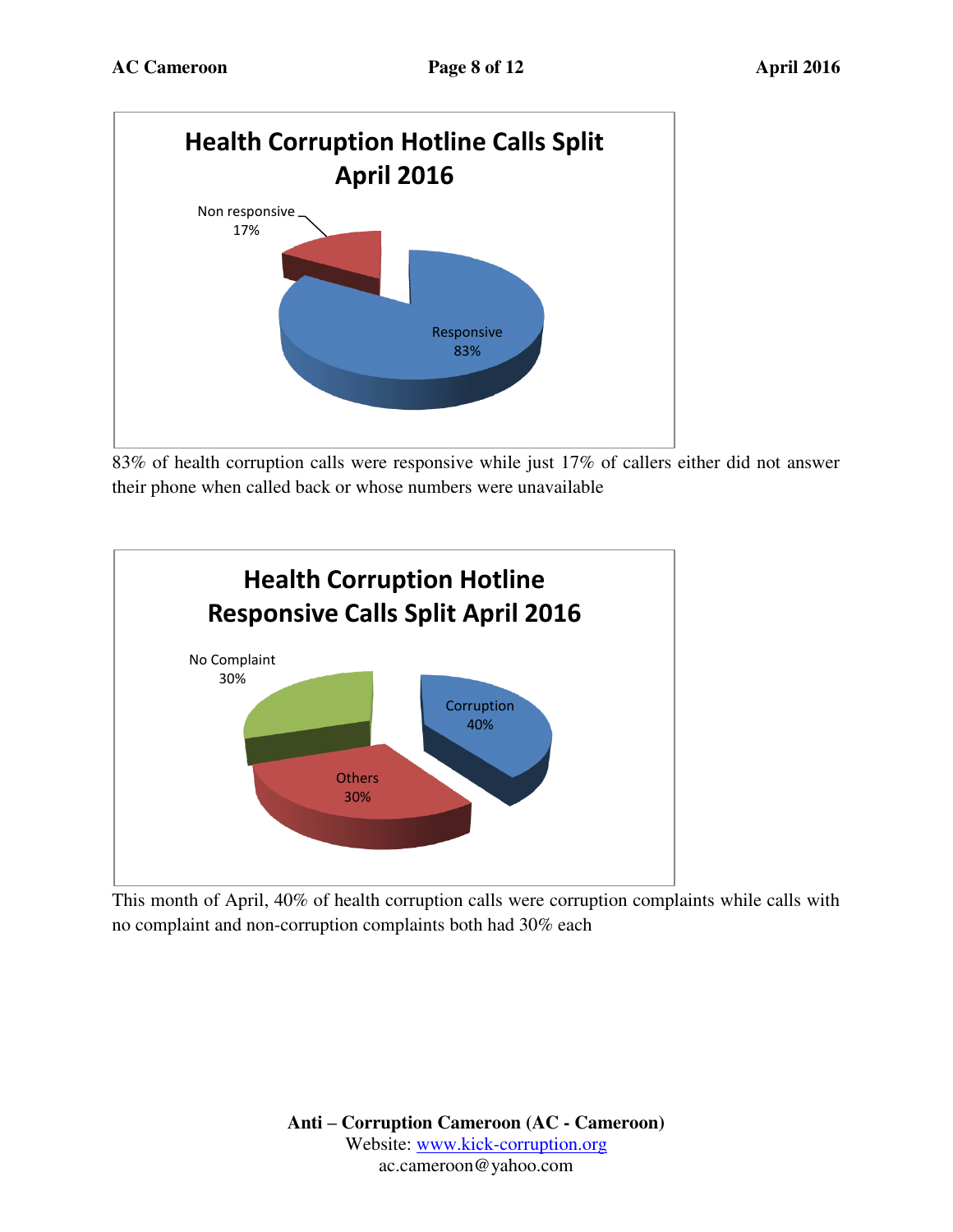**Health Corruption Hotline Calls Split April 2016**

Non responsive 17%

Responsive 83%

83% of health corruption calls were responsive while just 17% of callers either did not answer their phone when called back or whose numbers were unavailable

**Health Corruption Hotline Responsive Calls Split April 2016**

No Complaint 30%

Corruption 40%

Others 30%

This month of April, 40% of health corruption calls were corruption complaints while calls with no complaint and non-corruption complaints both had 30% each

**Anti – Corruption Cameroon (AC - Cameroon)**
Website: www.kick-corruption.org
ac.cameroon@yahoo.com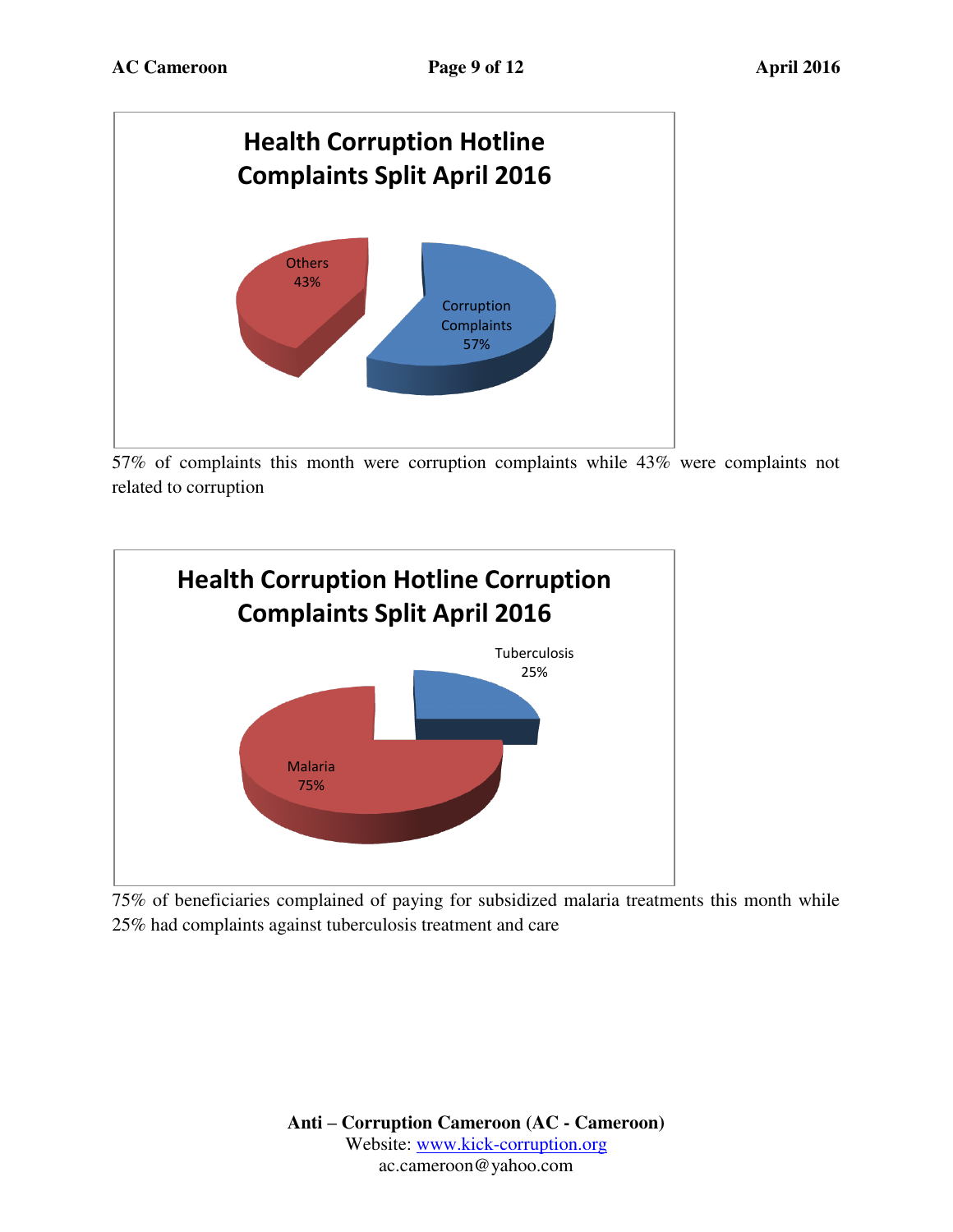**Health Corruption Hotline Complaints Split April 2016**

Others 43%

Corruption Complaints 57%

57% of complaints this month were corruption complaints while 43% were complaints not related to corruption

**Health Corruption Hotline Corruption Complaints Split April 2016**

Tuberculosis 25%

Malaria 75%

75% of beneficiaries complained of paying for subsidized malaria treatments this month while 25% had complaints against tuberculosis treatment and care

**Anti – Corruption Cameroon (AC - Cameroon)**
Website: www.kick-corruption.org
ac.cameroon@yahoo.com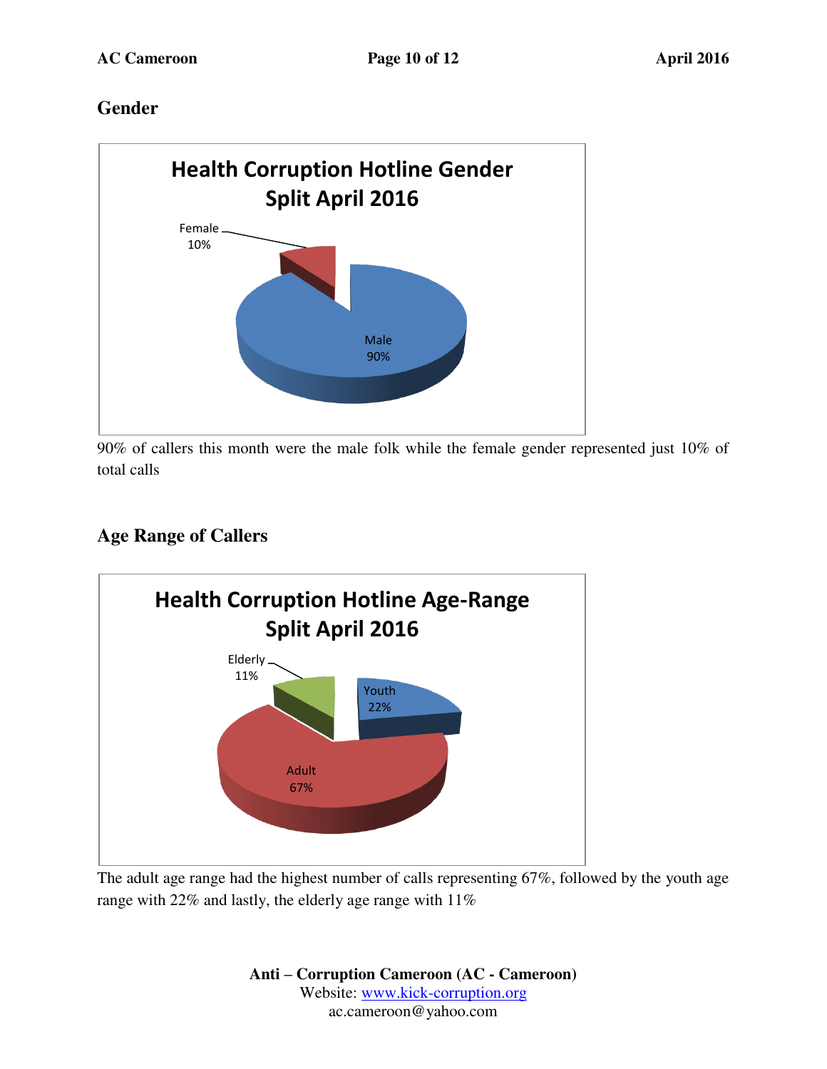## Gender

**Health Corruption Hotline Gender Split April 2016**

Female 10%

Male 90%

90% of callers this month were the male folk while the female gender represented just 10% of total calls

## Age Range of Callers

**Health Corruption Hotline Age-Range Split April 2016**

Elderly 11%

Youth 22%

Adult 67%

The adult age range had the highest number of calls representing 67%, followed by the youth age range with 22% and lastly, the elderly age range with 11%

**Anti – Corruption Cameroon (AC - Cameroon)**
Website: www.kick-corruption.org
ac.cameroon@yahoo.com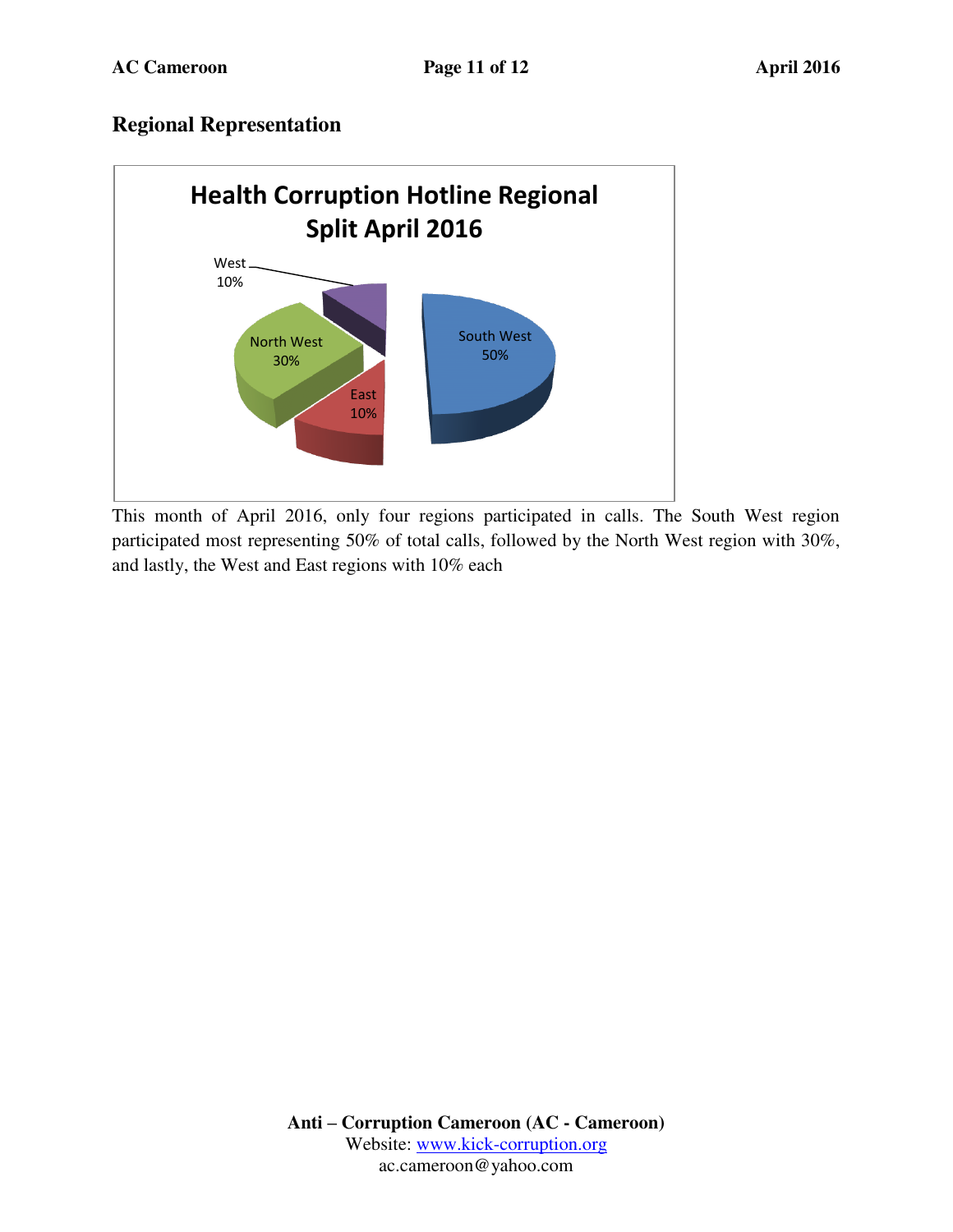## Regional Representation

**Health Corruption Hotline Regional Split April 2016**

| Region | Share |
|---|---|
| South West | 50% |
| North West | 30% |
| East | 10% |
| West | 10% |

This month of April 2016, only four regions participated in calls. The South West region participated most representing 50% of total calls, followed by the North West region with 30%, and lastly, the West and East regions with 10% each

**Anti – Corruption Cameroon (AC - Cameroon)**
Website: www.kick-corruption.org
ac.cameroon@yahoo.com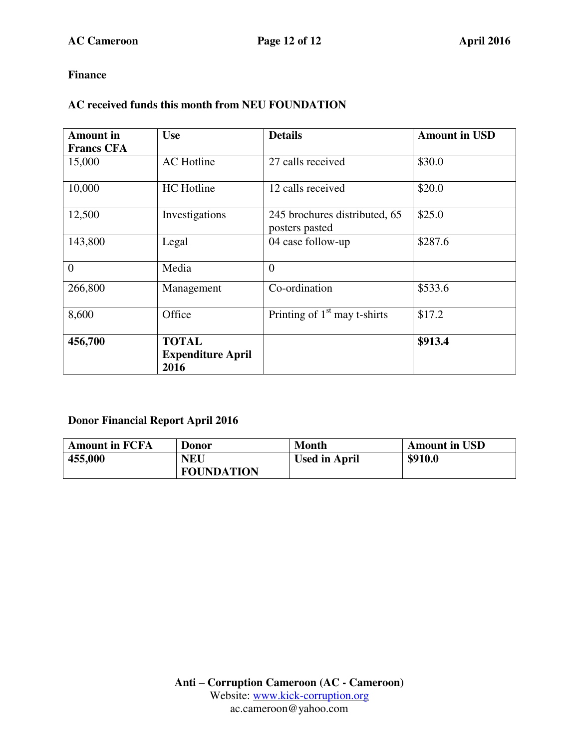**Finance**

**AC received funds this month from NEU FOUNDATION**

| Amount in Francs CFA | Use | Details | Amount in USD |
|---|---|---|---|
| 15,000 | AC Hotline | 27 calls received | $30.0 |
| 10,000 | HC Hotline | 12 calls received | $20.0 |
| 12,500 | Investigations | 245 brochures distributed, 65 posters pasted | $25.0 |
| 143,800 | Legal | 04 case follow-up | $287.6 |
| 0 | Media | 0 | |
| 266,800 | Management | Co-ordination | $533.6 |
| 8,600 | Office | Printing of 1st may t-shirts | $17.2 |
| **456,700** | **TOTAL Expenditure April 2016** | | **$913.4** |

**Donor Financial Report April 2016**

| Amount in FCFA | Donor | Month | Amount in USD |
|---|---|---|---|
| **455,000** | **NEU FOUNDATION** | **Used in April** | **$910.0** |

**Anti – Corruption Cameroon (AC - Cameroon)**
Website: www.kick-corruption.org
ac.cameroon@yahoo.com